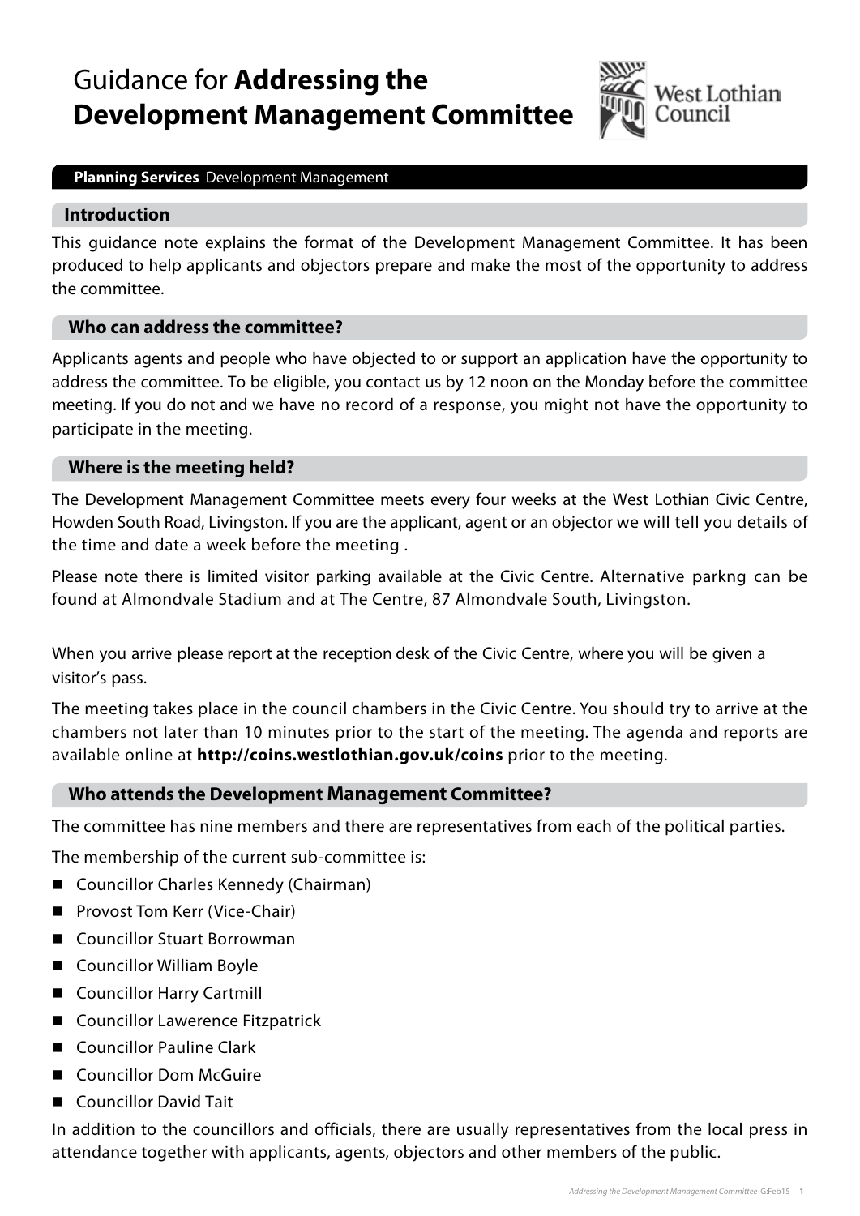# Guidance for **Addressing the Development Management Committee**

**Planning Services** Development Management

## Introduction

This guidance note explains the format of the Development Management Committee. It has been produced to help applicants and objectors prepare and make the most of the opportunity to address the committee.

## Who can address the committee?

Applicants agents and people who have objected to or support an application have the opportunity to address the committee. To be eligible, you contact us by 12 noon on the Monday before the committee meeting. If you do not and we have no record of a response, you might not have the opportunity to participate in the meeting.

## Where is the meeting held?

The Development Management Committee meets every four weeks at the West Lothian Civic Centre, Howden South Road, Livingston. If you are the applicant, agent or an objector we will tell you details of the time and date a week before the meeting .

Please note there is limited visitor parking available at the Civic Centre. Alternative parkng can be found at Almondvale Stadium and at The Centre, 87 Almondvale South, Livingston.

When you arrive please report at the reception desk of the Civic Centre, where you will be given a visitor's pass.

The meeting takes place in the council chambers in the Civic Centre. You should try to arrive at the chambers not later than 10 minutes prior to the start of the meeting. The agenda and reports are available online at **http://coins.westlothian.gov.uk/coins** prior to the meeting.

## Who attends the Development Management Committee?

The committee has nine members and there are representatives from each of the political parties.

The membership of the current sub-committee is:

- Councillor Charles Kennedy (Chairman)
- Provost Tom Kerr (Vice-Chair)
- Councillor Stuart Borrowman
- Councillor William Boyle
- Councillor Harry Cartmill
- Councillor Lawerence Fitzpatrick
- Councillor Pauline Clark
- Councillor Dom McGuire
- Councillor David Tait

In addition to the councillors and officials, there are usually representatives from the local press in attendance together with applicants, agents, objectors and other members of the public.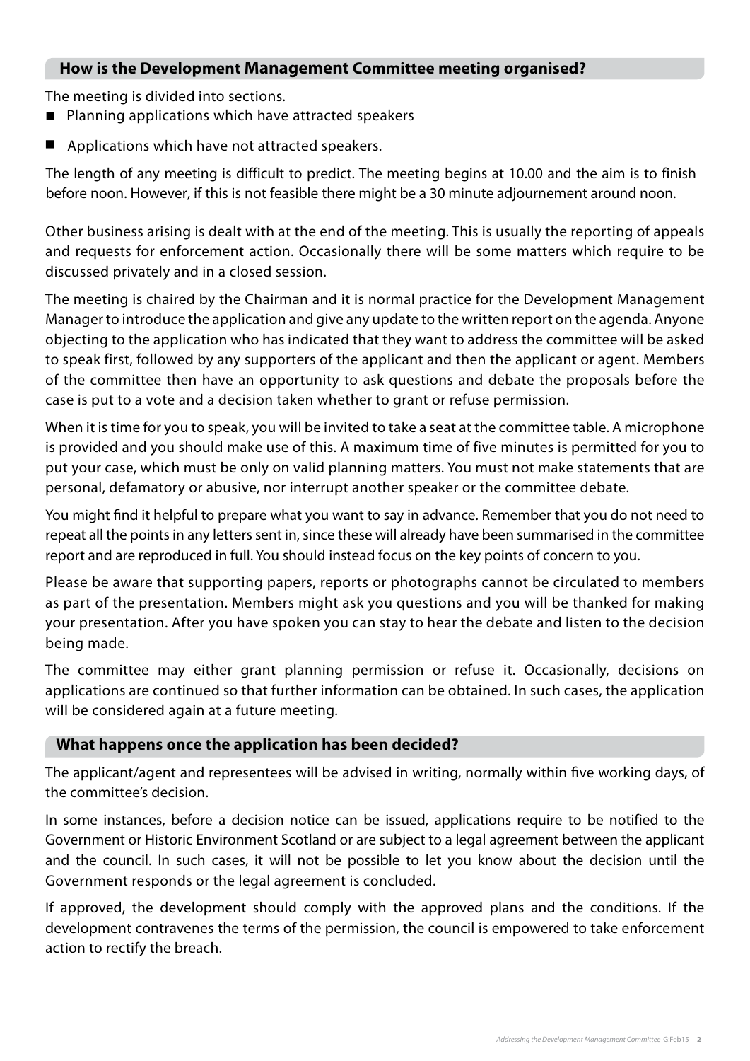## How is the Development Management Committee meeting organised?

The meeting is divided into sections.

- Planning applications which have attracted speakers
- Applications which have not attracted speakers.

The length of any meeting is difficult to predict. The meeting begins at 10.00 and the aim is to finish before noon. However, if this is not feasible there might be a 30 minute adjournement around noon.

Other business arising is dealt with at the end of the meeting. This is usually the reporting of appeals and requests for enforcement action. Occasionally there will be some matters which require to be discussed privately and in a closed session.

The meeting is chaired by the Chairman and it is normal practice for the Development Management Manager to introduce the application and give any update to the written report on the agenda. Anyone objecting to the application who has indicated that they want to address the committee will be asked to speak first, followed by any supporters of the applicant and then the applicant or agent. Members of the committee then have an opportunity to ask questions and debate the proposals before the case is put to a vote and a decision taken whether to grant or refuse permission.

When it is time for you to speak, you will be invited to take a seat at the committee table. A microphone is provided and you should make use of this. A maximum time of five minutes is permitted for you to put your case, which must be only on valid planning matters. You must not make statements that are personal, defamatory or abusive, nor interrupt another speaker or the committee debate.

You might find it helpful to prepare what you want to say in advance. Remember that you do not need to repeat all the points in any letters sent in, since these will already have been summarised in the committee report and are reproduced in full. You should instead focus on the key points of concern to you.

Please be aware that supporting papers, reports or photographs cannot be circulated to members as part of the presentation. Members might ask you questions and you will be thanked for making your presentation. After you have spoken you can stay to hear the debate and listen to the decision being made.

The committee may either grant planning permission or refuse it. Occasionally, decisions on applications are continued so that further information can be obtained. In such cases, the application will be considered again at a future meeting.

## What happens once the application has been decided?

The applicant/agent and representees will be advised in writing, normally within five working days, of the committee's decision.

In some instances, before a decision notice can be issued, applications require to be notified to the Government or Historic Environment Scotland or are subject to a legal agreement between the applicant and the council. In such cases, it will not be possible to let you know about the decision until the Government responds or the legal agreement is concluded.

If approved, the development should comply with the approved plans and the conditions. If the development contravenes the terms of the permission, the council is empowered to take enforcement action to rectify the breach.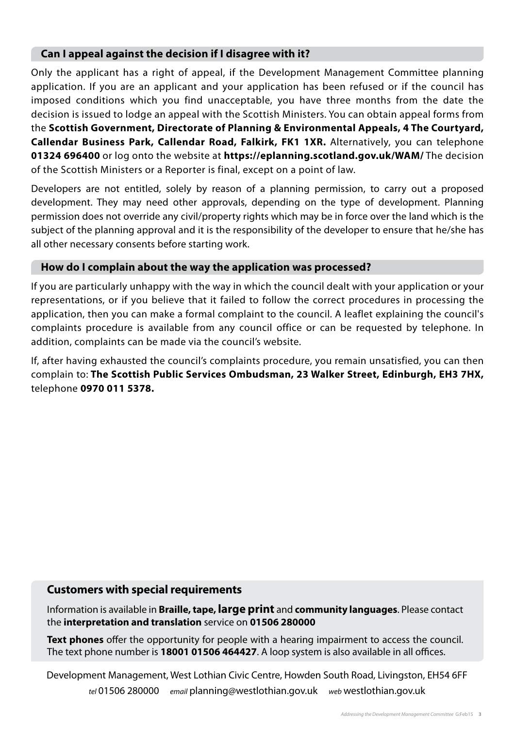## Can I appeal against the decision if I disagree with it?

Only the applicant has a right of appeal, if the Development Management Committee planning application. If you are an applicant and your application has been refused or if the council has imposed conditions which you find unacceptable, you have three months from the date the decision is issued to lodge an appeal with the Scottish Ministers. You can obtain appeal forms from the **Scottish Government, Directorate of Planning & Environmental Appeals, 4 The Courtyard, Callendar Business Park, Callendar Road, Falkirk, FK1 1XR.** Alternatively, you can telephone **01324 696400** or log onto the website at **https://eplanning.scotland.gov.uk/WAM/** The decision of the Scottish Ministers or a Reporter is final, except on a point of law.

Developers are not entitled, solely by reason of a planning permission, to carry out a proposed development. They may need other approvals, depending on the type of development. Planning permission does not override any civil/property rights which may be in force over the land which is the subject of the planning approval and it is the responsibility of the developer to ensure that he/she has all other necessary consents before starting work.

## How do I complain about the way the application was processed?

If you are particularly unhappy with the way in which the council dealt with your application or your representations, or if you believe that it failed to follow the correct procedures in processing the application, then you can make a formal complaint to the council. A leaflet explaining the council's complaints procedure is available from any council office or can be requested by telephone. In addition, complaints can be made via the council's website.

If, after having exhausted the council's complaints procedure, you remain unsatisfied, you can then complain to: **The Scottish Public Services Ombudsman, 23 Walker Street, Edinburgh, EH3 7HX,** telephone **0970 011 5378.**

## Customers with special requirements

Information is available in **Braille, tape, large print** and **community languages**. Please contact the **interpretation and translation** service on **01506 280000**

**Text phones** offer the opportunity for people with a hearing impairment to access the council. The text phone number is **18001 01506 464427**. A loop system is also available in all offices.

Development Management, West Lothian Civic Centre, Howden South Road, Livingston, EH54 6FF

*tel* 01506 280000 *email* planning@westlothian.gov.uk *web* westlothian.gov.uk

*Addressing the Development Management Committee* G:Feb15